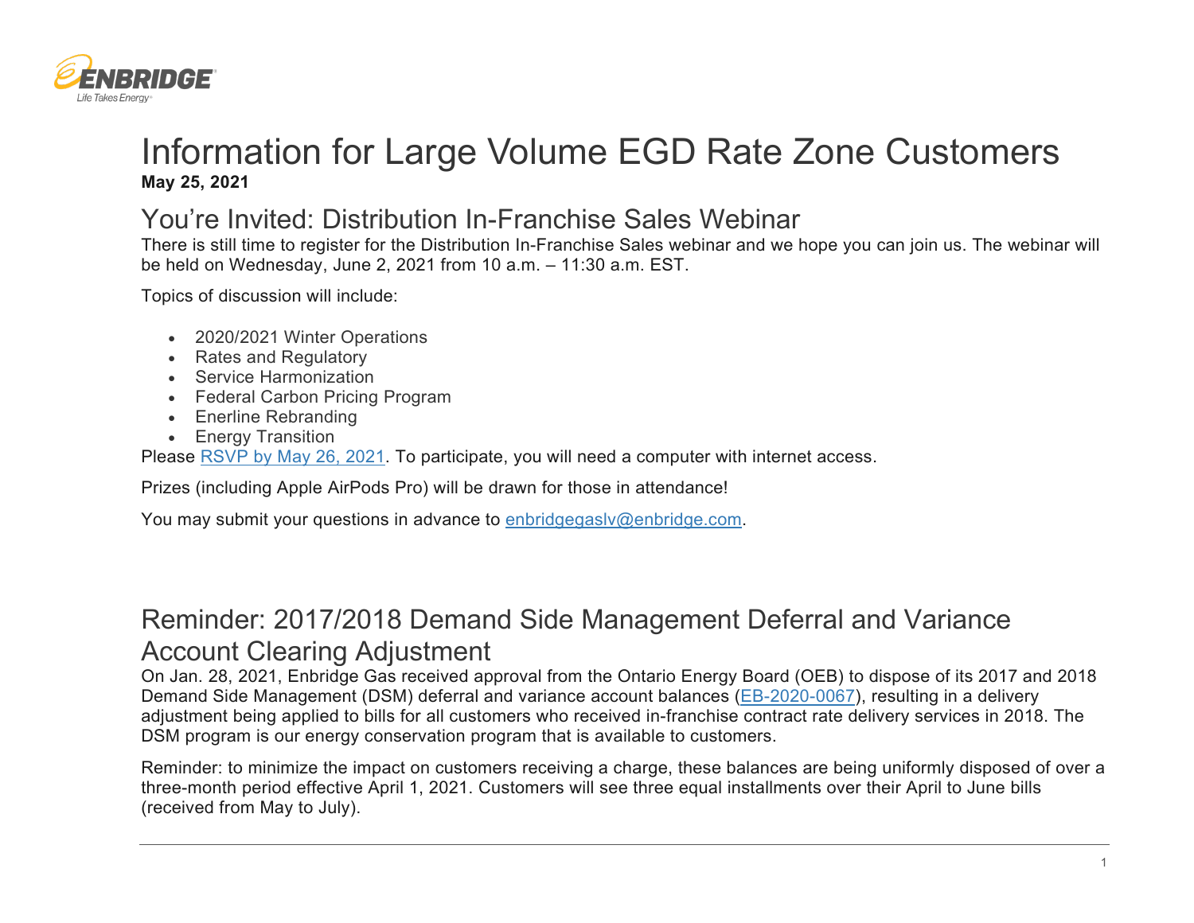# Information for Large Volume EGD Rate Zone Customers

**May 25, 2021**

## You're Invited: Distribution In-Franchise Sales Webinar

There is still time to register for the Distribution In-Franchise Sales webinar and we hope you can join us. The webinar will be held on Wednesday, June 2, 2021 from 10 a.m. – 11:30 a.m. EST.

Topics of discussion will include:

- 2020/2021 Winter Operations
- Rates and Regulatory
- Service Harmonization
- Federal Carbon Pricing Program
- Enerline Rebranding
- Energy Transition

Please RSVP by May 26, 2021. To participate, you will need a computer with internet access.

Prizes (including Apple AirPods Pro) will be drawn for those in attendance!

You may submit your questions in advance to enbridgegaslv@enbridge.com.

## Reminder: 2017/2018 Demand Side Management Deferral and Variance Account Clearing Adjustment

On Jan. 28, 2021, Enbridge Gas received approval from the Ontario Energy Board (OEB) to dispose of its 2017 and 2018 Demand Side Management (DSM) deferral and variance account balances (EB-2020-0067), resulting in a delivery adjustment being applied to bills for all customers who received in-franchise contract rate delivery services in 2018. The DSM program is our energy conservation program that is available to customers.

Reminder: to minimize the impact on customers receiving a charge, these balances are being uniformly disposed of over a three-month period effective April 1, 2021. Customers will see three equal installments over their April to June bills (received from May to July).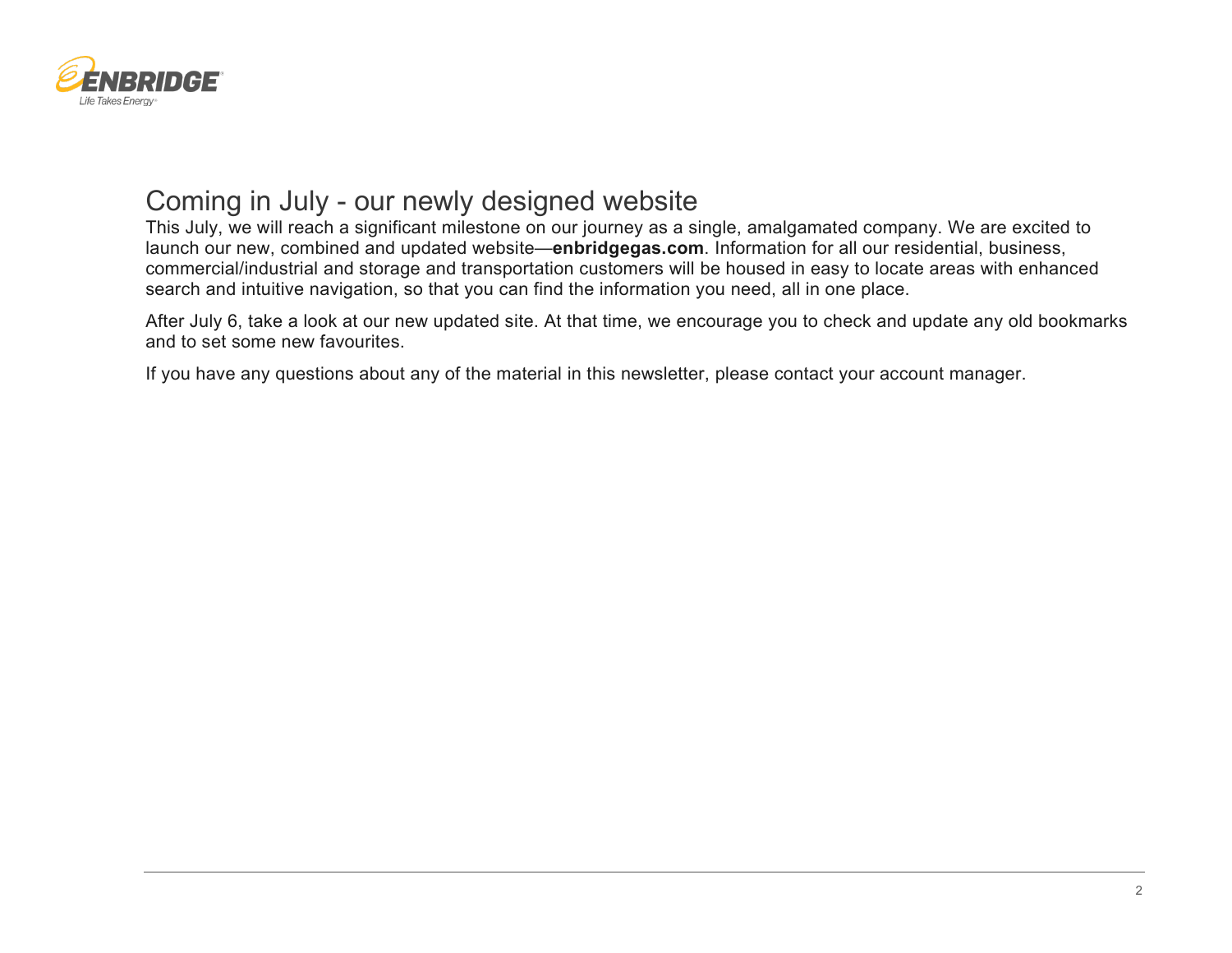## Coming in July - our newly designed website

This July, we will reach a significant milestone on our journey as a single, amalgamated company. We are excited to launch our new, combined and updated website—**enbridgegas.com**. Information for all our residential, business, commercial/industrial and storage and transportation customers will be housed in easy to locate areas with enhanced search and intuitive navigation, so that you can find the information you need, all in one place.

After July 6, take a look at our new updated site. At that time, we encourage you to check and update any old bookmarks and to set some new favourites.

If you have any questions about any of the material in this newsletter, please contact your account manager.